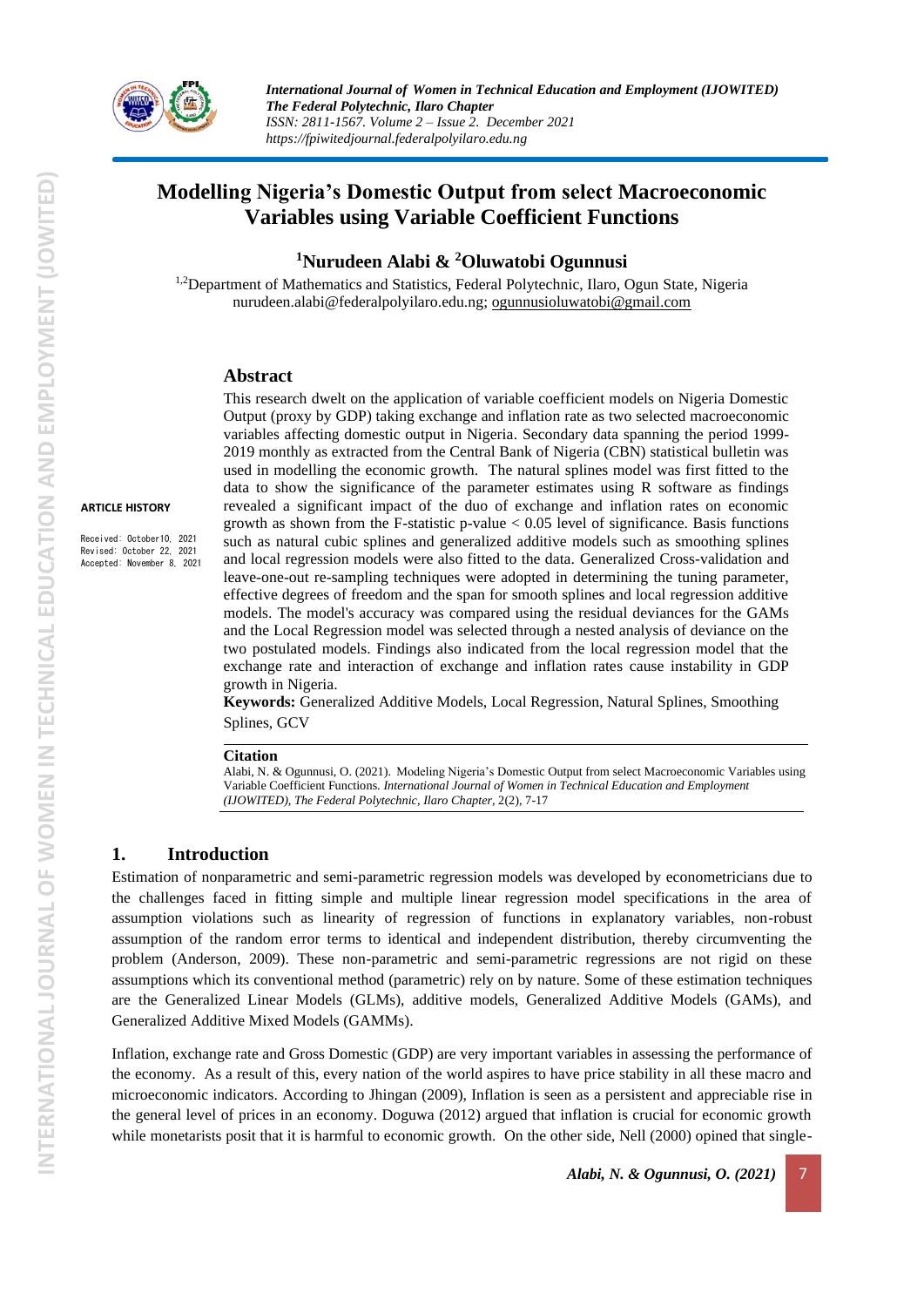# Modelling Nigeria's Domestic Output from select Macroeconomic Variables using Variable Coefficient Functions

**[1]Nurudeen Alabi & [2]Oluwatobi Ogunnusi**

[1,2]Department of Mathematics and Statistics, Federal Polytechnic, Ilaro, Ogun State, Nigeria
nurudeen.alabi@federalpolyilaro.edu.ng; ogunnusioluwatobi@gmail.com

**ARTICLE HISTORY**

Received: October 10, 2021
Revised: October 22, 2021
Accepted: November 8, 2021

## Abstract

This research dwelt on the application of variable coefficient models on Nigeria Domestic Output (proxy by GDP) taking exchange and inflation rate as two selected macroeconomic variables affecting domestic output in Nigeria. Secondary data spanning the period 1999-2019 monthly as extracted from the Central Bank of Nigeria (CBN) statistical bulletin was used in modelling the economic growth. The natural splines model was first fitted to the data to show the significance of the parameter estimates using R software as findings revealed a significant impact of the duo of exchange and inflation rates on economic growth as shown from the F-statistic p-value $< 0.05$ level of significance. Basis functions such as natural cubic splines and generalized additive models such as smoothing splines and local regression models were also fitted to the data. Generalized Cross-validation and leave-one-out re-sampling techniques were adopted in determining the tuning parameter, effective degrees of freedom and the span for smooth splines and local regression additive models. The model's accuracy was compared using the residual deviances for the GAMs and the Local Regression model was selected through a nested analysis of deviance on the two postulated models. Findings also indicated from the local regression model that the exchange rate and interaction of exchange and inflation rates cause instability in GDP growth in Nigeria.

**Keywords:** Generalized Additive Models, Local Regression, Natural Splines, Smoothing Splines, GCV

**Citation**

Alabi, N. & Ogunnusi, O. (2021). Modeling Nigeria's Domestic Output from select Macroeconomic Variables using Variable Coefficient Functions. *International Journal of Women in Technical Education and Employment (IJOWITED), The Federal Polytechnic, Ilaro Chapter*, 2(2), 7-17

## 1. Introduction

Estimation of nonparametric and semi-parametric regression models was developed by econometricians due to the challenges faced in fitting simple and multiple linear regression model specifications in the area of assumption violations such as linearity of regression of functions in explanatory variables, non-robust assumption of the random error terms to identical and independent distribution, thereby circumventing the problem (Anderson, 2009). These non-parametric and semi-parametric regressions are not rigid on these assumptions which its conventional method (parametric) rely on by nature. Some of these estimation techniques are the Generalized Linear Models (GLMs), additive models, Generalized Additive Models (GAMs), and Generalized Additive Mixed Models (GAMMs).

Inflation, exchange rate and Gross Domestic (GDP) are very important variables in assessing the performance of the economy. As a result of this, every nation of the world aspires to have price stability in all these macro and microeconomic indicators. According to Jhingan (2009), Inflation is seen as a persistent and appreciable rise in the general level of prices in an economy. Doguwa (2012) argued that inflation is crucial for economic growth while monetarists posit that it is harmful to economic growth. On the other side, Nell (2000) opined that single-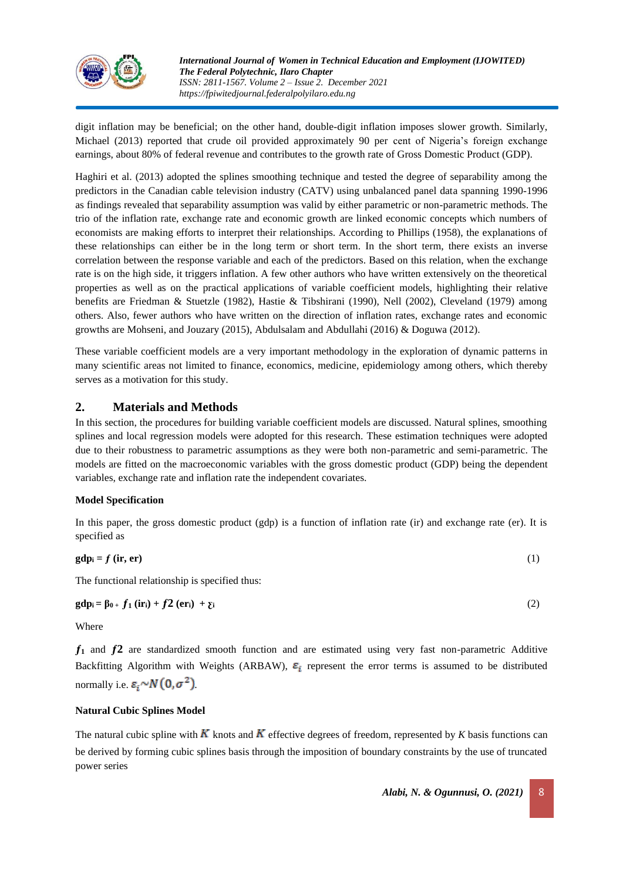digit inflation may be beneficial; on the other hand, double-digit inflation imposes slower growth. Similarly, Michael (2013) reported that crude oil provided approximately 90 per cent of Nigeria's foreign exchange earnings, about 80% of federal revenue and contributes to the growth rate of Gross Domestic Product (GDP).

Haghiri et al. (2013) adopted the splines smoothing technique and tested the degree of separability among the predictors in the Canadian cable television industry (CATV) using unbalanced panel data spanning 1990-1996 as findings revealed that separability assumption was valid by either parametric or non-parametric methods. The trio of the inflation rate, exchange rate and economic growth are linked economic concepts which numbers of economists are making efforts to interpret their relationships. According to Phillips (1958), the explanations of these relationships can either be in the long term or short term. In the short term, there exists an inverse correlation between the response variable and each of the predictors. Based on this relation, when the exchange rate is on the high side, it triggers inflation. A few other authors who have written extensively on the theoretical properties as well as on the practical applications of variable coefficient models, highlighting their relative benefits are Friedman & Stuetzle (1982), Hastie & Tibshirani (1990), Nell (2002), Cleveland (1979) among others. Also, fewer authors who have written on the direction of inflation rates, exchange rates and economic growths are Mohseni, and Jouzary (2015), Abdulsalam and Abdullahi (2016) & Doguwa (2012).

These variable coefficient models are a very important methodology in the exploration of dynamic patterns in many scientific areas not limited to finance, economics, medicine, epidemiology among others, which thereby serves as a motivation for this study.

## 2. Materials and Methods

In this section, the procedures for building variable coefficient models are discussed. Natural splines, smoothing splines and local regression models were adopted for this research. These estimation techniques were adopted due to their robustness to parametric assumptions as they were both non-parametric and semi-parametric. The models are fitted on the macroeconomic variables with the gross domestic product (GDP) being the dependent variables, exchange rate and inflation rate the independent covariates.

**Model Specification**

In this paper, the gross domestic product (gdp) is a function of inflation rate (ir) and exchange rate (er). It is specified as

$$\mathbf{gdp_i = \mathit{f}\,(ir, er)} \tag{1}$$

The functional relationship is specified thus:

$$\mathbf{gdp_i = \beta_0 + \mathit{f}_1\,(ir_i) + \mathit{f}2\,(er_i) + \varepsilon_i} \tag{2}$$

Where

$f_1$ and $f2$ are standardized smooth function and are estimated using very fast non-parametric Additive Backfitting Algorithm with Weights (ARBAW), $\varepsilon_i$ represent the error terms is assumed to be distributed normally i.e. $\varepsilon_i \sim N(0, \sigma^2)$.

**Natural Cubic Splines Model**

The natural cubic spline with $K$ knots and $K$ effective degrees of freedom, represented by $K$ basis functions can be derived by forming cubic splines basis through the imposition of boundary constraints by the use of truncated power series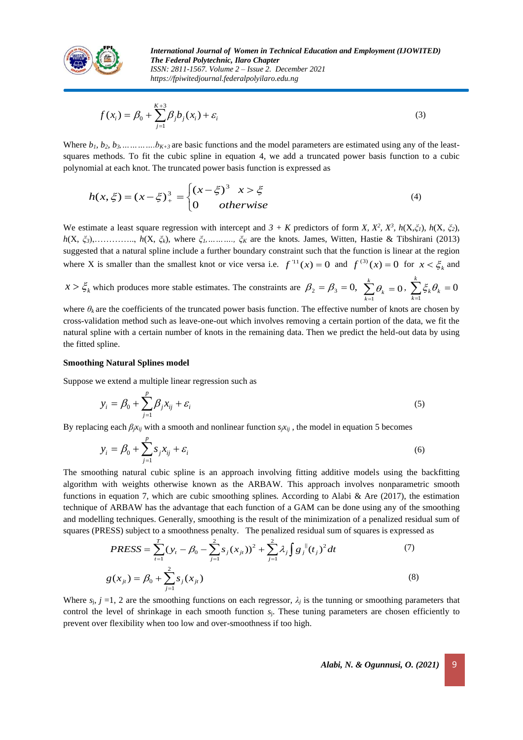$$f(x_i) = \beta_0 + \sum_{j=1}^{K+3} \beta_j b_j(x_i) + \varepsilon_i \tag{3}$$

Where $b_1, b_2, b_3, \ldots\ldots\ldots\ldots b_{K+3}$ are basic functions and the model parameters are estimated using any of the least-squares methods. To fit the cubic spline in equation 4, we add a truncated power basis function to a cubic polynomial at each knot. The truncated power basis function is expressed as

$$h(x, \xi) = (x - \xi)_+^3 = \begin{cases} (x - \xi)^3 & x > \xi \\ 0 & otherwise \end{cases} \tag{4}$$

We estimate a least square regression with intercept and $3 + K$ predictors of form $X$, $X^2$, $X^3$, $h(X, \xi_1)$, $h(X, \xi_2)$, $h(X, \xi_3)$,…………….., $h(X, \xi_k)$, where $\xi_1, \ldots\ldots\ldots, \xi_K$ are the knots. James, Witten, Hastie & Tibshirani (2013) suggested that a natural spline include a further boundary constraint such that the function is linear at the region where X is smaller than the smallest knot or vice versa i.e. $f^{\,'11}(x) = 0$ and $f^{(3)}(x) = 0$ for $x < \xi_k$ and $x > \xi_k$ which produces more stable estimates. The constraints are $\beta_2 = \beta_3 = 0$, $\sum_{k=1}^{k} \theta_k = 0$, $\sum_{k=1}^{k} \xi_k \theta_k = 0$

where $\theta_k$ are the coefficients of the truncated power basis function. The effective number of knots are chosen by cross-validation method such as leave-one-out which involves removing a certain portion of the data, we fit the natural spline with a certain number of knots in the remaining data. Then we predict the held-out data by using the fitted spline.

**Smoothing Natural Splines model**

Suppose we extend a multiple linear regression such as

$$y_i = \beta_0 + \sum_{j=1}^{p} \beta_j x_{ij} + \varepsilon_i \tag{5}$$

By replacing each $\beta_j x_{ij}$ with a smooth and nonlinear function $s_j x_{ij}$ , the model in equation 5 becomes

$$y_i = \beta_0 + \sum_{j=1}^{p} s_j x_{ij} + \varepsilon_i \tag{6}$$

The smoothing natural cubic spline is an approach involving fitting additive models using the backfitting algorithm with weights otherwise known as the ARBAW. This approach involves nonparametric smooth functions in equation 7, which are cubic smoothing splines. According to Alabi & Are (2017), the estimation technique of ARBAW has the advantage that each function of a GAM can be done using any of the smoothing and modelling techniques. Generally, smoothing is the result of the minimization of a penalized residual sum of squares (PRESS) subject to a smoothness penalty. The penalized residual sum of squares is expressed as

$$PRESS = \sum_{t=1}^{T} (y_t - \beta_0 - \sum_{j=1}^{2} s_j(x_{jt}))^2 + \sum_{j=1}^{2} \lambda_j \int g_j^{\,||}(t_j)^2 dt \tag{7}$$

$$g(x_{jt}) = \beta_0 + \sum_{j=1}^{2} s_j(x_{jt}) \tag{8}$$

Where $s_j$, $j = 1, 2$ are the smoothing functions on each regressor, $\lambda_j$ is the tunning or smoothing parameters that control the level of shrinkage in each smooth function $s_j$. These tuning parameters are chosen efficiently to prevent over flexibility when too low and over-smoothness if too high.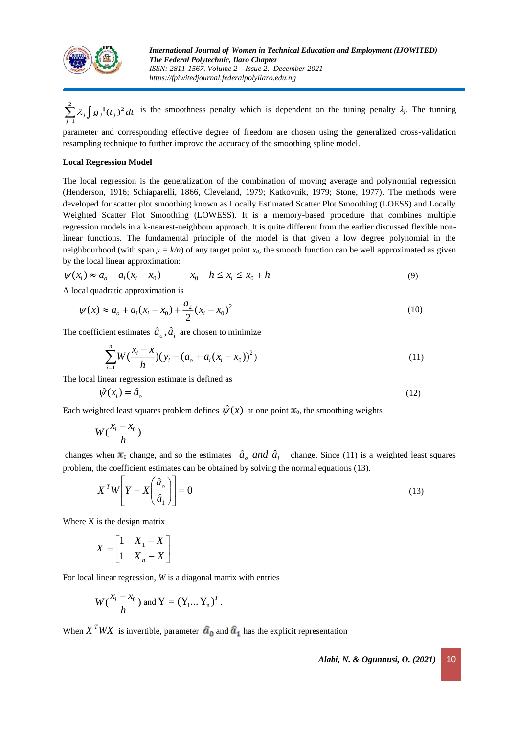$\sum_{j=1}^{2} \lambda_j \int g_j^{\|}(t_j)^2 dt$ is the smoothness penalty which is dependent on the tuning penalty $\lambda_j$. The tunning parameter and corresponding effective degree of freedom are chosen using the generalized cross-validation resampling technique to further improve the accuracy of the smoothing spline model.

**Local Regression Model**

The local regression is the generalization of the combination of moving average and polynomial regression (Henderson, 1916; Schiaparelli, 1866, Cleveland, 1979; Katkovnik, 1979; Stone, 1977). The methods were developed for scatter plot smoothing known as Locally Estimated Scatter Plot Smoothing (LOESS) and Locally Weighted Scatter Plot Smoothing (LOWESS). It is a memory-based procedure that combines multiple regression models in a k-nearest-neighbour approach. It is quite different from the earlier discussed flexible non-linear functions. The fundamental principle of the model is that given a low degree polynomial in the neighbourhood (with span $s = k/n$) of any target point $x_0$, the smooth function can be well approximated as given by the local linear approximation:

$$\psi(x_i) \approx a_o + a_i(x_i - x_0) \qquad x_0 - h \le x_i \le x_0 + h \tag{9}$$

A local quadratic approximation is

$$\psi(x) \approx a_o + a_i(x_i - x_0) + \frac{a_2}{2}(x_i - x_0)^2 \tag{10}$$

The coefficient estimates $\hat{a}_o, \hat{a}_i$ are chosen to minimize

$$\sum_{i=1}^{n} W\left(\frac{x_i - x}{h}\right)(y_i - (a_o + a_i(x_i - x_0))^2) \tag{11}$$

The local linear regression estimate is defined as

$$\hat{\psi}(x_i) = \hat{a}_o \tag{12}$$

Each weighted least squares problem defines $\hat{\psi}(x)$ at one point $x_0$, the smoothing weights

$$W\left(\frac{x_i - x_0}{h}\right)$$

changes when $x_0$ change, and so the estimates $\hat{a}_o$ *and* $\hat{a}_i$ change. Since (11) is a weighted least squares problem, the coefficient estimates can be obtained by solving the normal equations (13).

$$X^T W\left[Y - X\begin{pmatrix}\hat{a}_o \\ \hat{a}_1\end{pmatrix}\right] = 0 \tag{13}$$

Where X is the design matrix

$$X = \begin{bmatrix} 1 & X_1 - X \\ 1 & X_n - X \end{bmatrix}$$

For local linear regression, $W$ is a diagonal matrix with entries

$$W\left(\frac{x_i - x_0}{h}\right) \text{ and } \mathrm{Y} = (\mathrm{Y}_1 \ldots \mathrm{Y}_n)^T.$$

When $X^T WX$ is invertible, parameter $\hat{a}_0$ and $\hat{a}_1$ has the explicit representation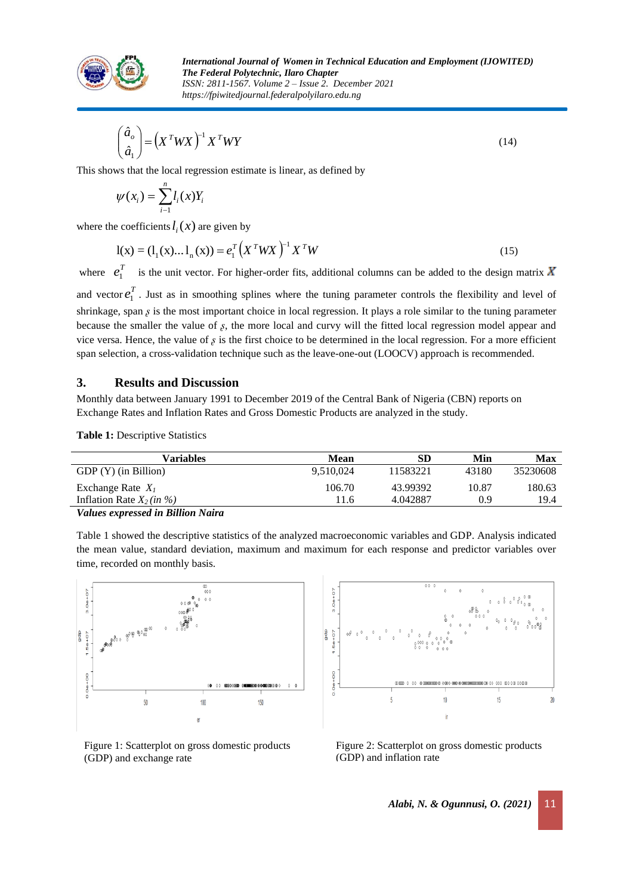$$\begin{pmatrix} \hat{a}_o \\ \hat{a}_1 \end{pmatrix} = \left(X^T WX\right)^{-1} X^T WY \tag{14}$$

This shows that the local regression estimate is linear, as defined by

$$\psi(x_i) = \sum_{i-1}^{n} l_i(x) Y_i$$

where the coefficients $l_i(x)$ are given by

$$\text{l}(\text{x}) = (\text{l}_1(\text{x})...\text{l}_\text{n}(\text{x})) = e_1^T \left(X^T WX\right)^{-1} X^T W \tag{15}$$

where $e_1^T$ is the unit vector. For higher-order fits, additional columns can be added to the design matrix $X$ and vector $e_1^T$. Just as in smoothing splines where the tuning parameter controls the flexibility and level of shrinkage, span $\varsigma$ is the most important choice in local regression. It plays a role similar to the tuning parameter because the smaller the value of $\varsigma$, the more local and curvy will the fitted local regression model appear and vice versa. Hence, the value of $\varsigma$ is the first choice to be determined in the local regression. For a more efficient span selection, a cross-validation technique such as the leave-one-out (LOOCV) approach is recommended.

## 3. Results and Discussion

Monthly data between January 1991 to December 2019 of the Central Bank of Nigeria (CBN) reports on Exchange Rates and Inflation Rates and Gross Domestic Products are analyzed in the study.

**Table 1:** Descriptive Statistics

| Variables | Mean | SD | Min | Max |
|---|---|---|---|---|
| GDP (Y) (in Billion) | 9,510,024 | 11583221 | 43180 | 35230608 |
| Exchange Rate $X_1$ | 106.70 | 43.99392 | 10.87 | 180.63 |
| Inflation Rate $X_2$ *(in %)* | 11.6 | 4.042887 | 0.9 | 19.4 |

***Values expressed in Billion Naira***

Table 1 showed the descriptive statistics of the analyzed macroeconomic variables and GDP. Analysis indicated the mean value, standard deviation, maximum and maximum for each response and predictor variables over time, recorded on monthly basis.

Figure 1: Scatterplot on gross domestic products (GDP) and exchange rate

Figure 2: Scatterplot on gross domestic products (GDP) and inflation rate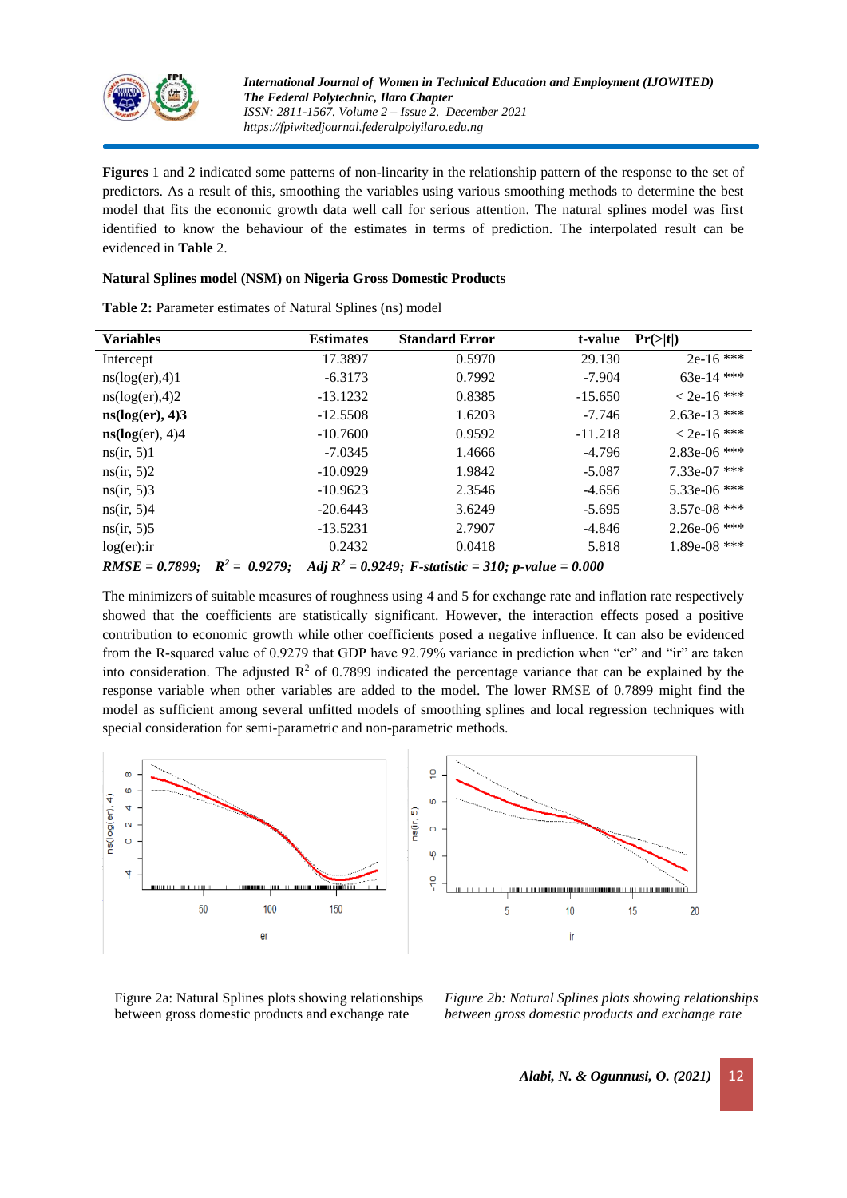**Figures** 1 and 2 indicated some patterns of non-linearity in the relationship pattern of the response to the set of predictors. As a result of this, smoothing the variables using various smoothing methods to determine the best model that fits the economic growth data well call for serious attention. The natural splines model was first identified to know the behaviour of the estimates in terms of prediction. The interpolated result can be evidenced in **Table** 2.

**Natural Splines model (NSM) on Nigeria Gross Domestic Products**

**Table 2:** Parameter estimates of Natural Splines (ns) model

| Variables | Estimates | Standard Error | t-value | Pr(>\|t\|) |
|---|---|---|---|---|
| Intercept | 17.3897 | 0.5970 | 29.130 | 2e-16 *** |
| ns(log(er),4)1 | -6.3173 | 0.7992 | -7.904 | 63e-14 *** |
| ns(log(er),4)2 | -13.1232 | 0.8385 | -15.650 | < 2e-16 *** |
| **ns(log(er), 4)3** | -12.5508 | 1.6203 | -7.746 | 2.63e-13 *** |
| **ns(log**(er), 4)4 | -10.7600 | 0.9592 | -11.218 | < 2e-16 *** |
| ns(ir, 5)1 | -7.0345 | 1.4666 | -4.796 | 2.83e-06 *** |
| ns(ir, 5)2 | -10.0929 | 1.9842 | -5.087 | 7.33e-07 *** |
| ns(ir, 5)3 | -10.9623 | 2.3546 | -4.656 | 5.33e-06 *** |
| ns(ir, 5)4 | -20.6443 | 3.6249 | -5.695 | 3.57e-08 *** |
| ns(ir, 5)5 | -13.5231 | 2.7907 | -4.846 | 2.26e-06 *** |
| log(er):ir | 0.2432 | 0.0418 | 5.818 | 1.89e-08 *** |

***RMSE = 0.7899; $R^2$ = 0.9279; Adj $R^2$ = 0.9249; F-statistic = 310; p-value = 0.000***

The minimizers of suitable measures of roughness using 4 and 5 for exchange rate and inflation rate respectively showed that the coefficients are statistically significant. However, the interaction effects posed a positive contribution to economic growth while other coefficients posed a negative influence. It can also be evidenced from the R-squared value of 0.9279 that GDP have 92.79% variance in prediction when "er" and "ir" are taken into consideration. The adjusted $R^2$ of 0.7899 indicated the percentage variance that can be explained by the response variable when other variables are added to the model. The lower RMSE of 0.7899 might find the model as sufficient among several unfitted models of smoothing splines and local regression techniques with special consideration for semi-parametric and non-parametric methods.

Figure 2a: Natural Splines plots showing relationships between gross domestic products and exchange rate

*Figure 2b: Natural Splines plots showing relationships between gross domestic products and exchange rate*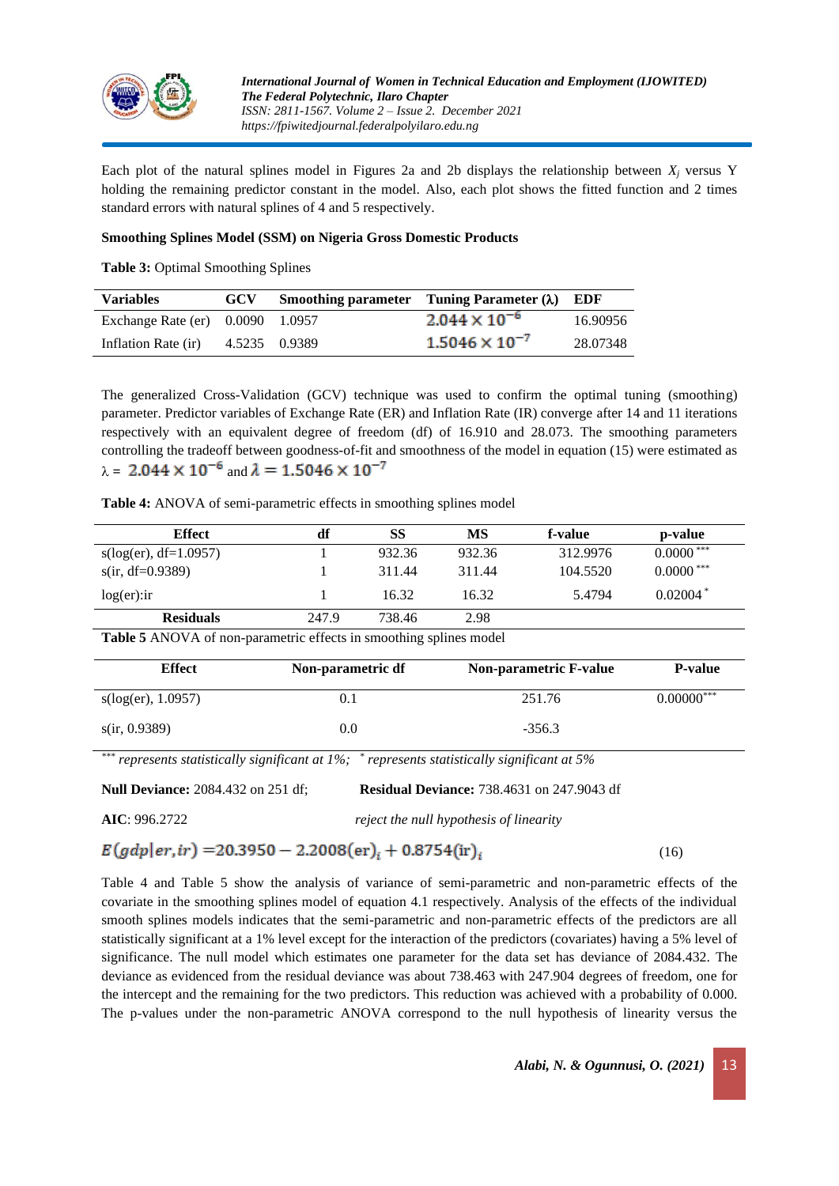Each plot of the natural splines model in Figures 2a and 2b displays the relationship between $X_j$ versus Y holding the remaining predictor constant in the model. Also, each plot shows the fitted function and 2 times standard errors with natural splines of 4 and 5 respectively.

**Smoothing Splines Model (SSM) on Nigeria Gross Domestic Products**

**Table 3:** Optimal Smoothing Splines

| Variables | GCV | Smoothing parameter | Tuning Parameter (λ) | EDF |
|---|---|---|---|---|
| Exchange Rate (er) | 0.0090 | 1.0957 | $2.044 \times 10^{-6}$ | 16.90956 |
| Inflation Rate (ir) | 4.5235 | 0.9389 | $1.5046 \times 10^{-7}$ | 28.07348 |

The generalized Cross-Validation (GCV) technique was used to confirm the optimal tuning (smoothing) parameter. Predictor variables of Exchange Rate (ER) and Inflation Rate (IR) converge after 14 and 11 iterations respectively with an equivalent degree of freedom (df) of 16.910 and 28.073. The smoothing parameters controlling the tradeoff between goodness-of-fit and smoothness of the model in equation (15) were estimated as $\lambda = 2.044 \times 10^{-6}$ and $\lambda = 1.5046 \times 10^{-7}$

**Table 4:** ANOVA of semi-parametric effects in smoothing splines model

| Effect | df | SS | MS | f-value | p-value |
|---|---|---|---|---|---|
| s(log(er), df=1.0957) | 1 | 932.36 | 932.36 | 312.9976 | 0.0000 *** |
| s(ir, df=0.9389) | 1 | 311.44 | 311.44 | 104.5520 | 0.0000 *** |
| log(er):ir | 1 | 16.32 | 16.32 | 5.4794 | 0.02004 * |
| **Residuals** | 247.9 | 738.46 | 2.98 | | |

**Table 5** ANOVA of non-parametric effects in smoothing splines model

| Effect | Non-parametric df | Non-parametric F-value | P-value |
|---|---|---|---|
| s(log(er), 1.0957) | 0.1 | 251.76 | 0.00000*** |
| s(ir, 0.9389) | 0.0 | -356.3 | |

*\*\*\* represents statistically significant at 1%; \* represents statistically significant at 5%*

**Null Deviance:** 2084.432 on 251 df; **Residual Deviance:** 738.4631 on 247.9043 df

**AIC**: 996.2722 *reject the null hypothesis of linearity*

$$E(gdp|er, ir) = 20.3950 - 2.2008(\mathrm{er})_i + 0.8754(\mathrm{ir})_i \qquad (16)$$

Table 4 and Table 5 show the analysis of variance of semi-parametric and non-parametric effects of the covariate in the smoothing splines model of equation 4.1 respectively. Analysis of the effects of the individual smooth splines models indicates that the semi-parametric and non-parametric effects of the predictors are all statistically significant at a 1% level except for the interaction of the predictors (covariates) having a 5% level of significance. The null model which estimates one parameter for the data set has deviance of 2084.432. The deviance as evidenced from the residual deviance was about 738.463 with 247.904 degrees of freedom, one for the intercept and the remaining for the two predictors. This reduction was achieved with a probability of 0.000. The p-values under the non-parametric ANOVA correspond to the null hypothesis of linearity versus the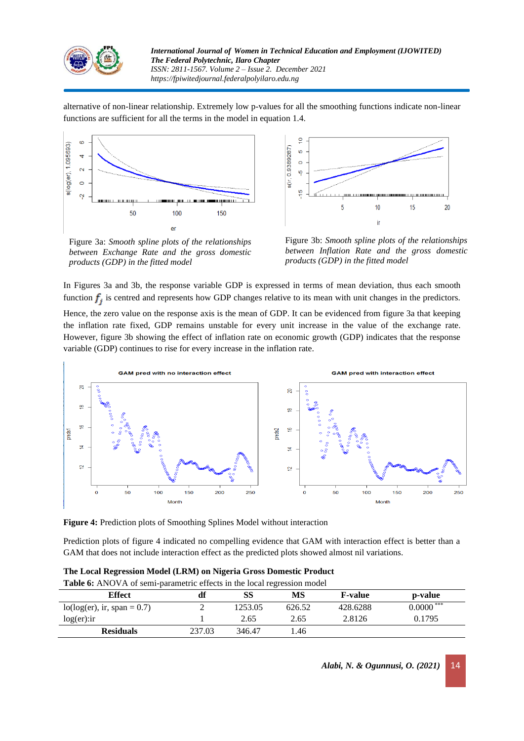alternative of non-linear relationship. Extremely low p-values for all the smoothing functions indicate non-linear functions are sufficient for all the terms in the model in equation 1.4.

Figure 3a: *Smooth spline plots of the relationships between Exchange Rate and the gross domestic products (GDP) in the fitted model*

Figure 3b: *Smooth spline plots of the relationships between Inflation Rate and the gross domestic products (GDP) in the fitted model*

In Figures 3a and 3b, the response variable GDP is expressed in terms of mean deviation, thus each smooth function $f_j$ is centred and represents how GDP changes relative to its mean with unit changes in the predictors. Hence, the zero value on the response axis is the mean of GDP. It can be evidenced from figure 3a that keeping the inflation rate fixed, GDP remains unstable for every unit increase in the value of the exchange rate. However, figure 3b showing the effect of inflation rate on economic growth (GDP) indicates that the response variable (GDP) continues to rise for every increase in the inflation rate.

**Figure 4:** Prediction plots of Smoothing Splines Model without interaction

Prediction plots of figure 4 indicated no compelling evidence that GAM with interaction effect is better than a GAM that does not include interaction effect as the predicted plots showed almost nil variations.

**The Local Regression Model (LRM) on Nigeria Gross Domestic Product**

**Table 6:** ANOVA of semi-parametric effects in the local regression model

| Effect | df | SS | MS | F-value | p-value |
|---|---|---|---|---|---|
| lo(log(er), ir, span = 0.7) | 2 | 1253.05 | 626.52 | 428.6288 | 0.0000 *** |
| log(er):ir | 1 | 2.65 | 2.65 | 2.8126 | 0.1795 |
| **Residuals** | 237.03 | 346.47 | 1.46 | | |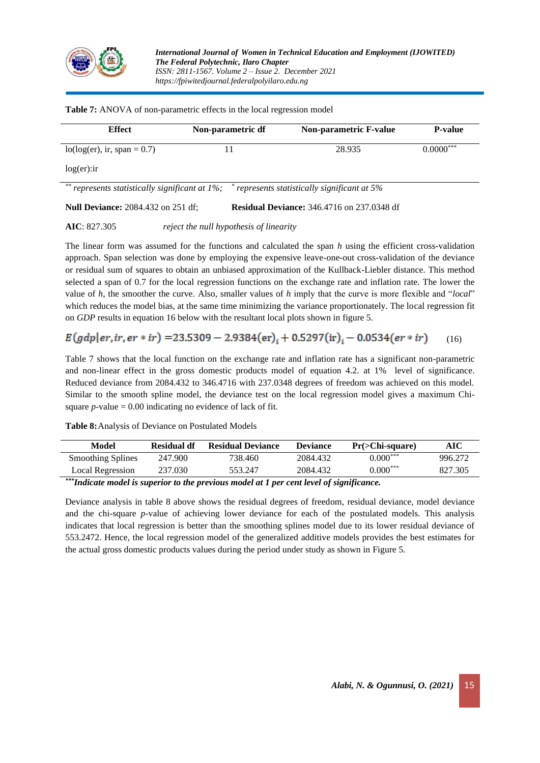**Table 7:** ANOVA of non-parametric effects in the local regression model

| Effect | Non-parametric df | Non-parametric F-value | P-value |
|---|---|---|---|
| lo(log(er), ir, span = 0.7) | 11 | 28.935 | $0.0000^{***}$ |
| log(er):ir | | | |

** *represents statistically significant at 1%;* * *represents statistically significant at 5%*

**Null Deviance:** 2084.432 on 251 df; **Residual Deviance:** 346.4716 on 237.0348 df

**AIC**: 827.305 *reject the null hypothesis of linearity*

The linear form was assumed for the functions and calculated the span $h$ using the efficient cross-validation approach. Span selection was done by employing the expensive leave-one-out cross-validation of the deviance or residual sum of squares to obtain an unbiased approximation of the Kullback-Liebler distance. This method selected a span of 0.7 for the local regression functions on the exchange rate and inflation rate. The lower the value of $h$, the smoother the curve. Also, smaller values of $h$ imply that the curve is more flexible and "*local*" which reduces the model bias, at the same time minimizing the variance proportionately. The local regression fit on *GDP* results in equation 16 below with the resultant local plots shown in figure 5.

$$E(gdp|er, ir, er * ir) = 23.5309 - 2.9384(\mathrm{er})_i + 0.5297(\mathrm{ir})_i - 0.0534(er * ir) \quad (16)$$

Table 7 shows that the local function on the exchange rate and inflation rate has a significant non-parametric and non-linear effect in the gross domestic products model of equation 4.2. at 1% level of significance. Reduced deviance from 2084.432 to 346.4716 with 237.0348 degrees of freedom was achieved on this model. Similar to the smooth spline model, the deviance test on the local regression model gives a maximum Chi-square $p$-value = 0.00 indicating no evidence of lack of fit.

**Table 8:** Analysis of Deviance on Postulated Models

| Model | Residual df | Residual Deviance | Deviance | Pr(>Chi-square) | AIC |
|---|---|---|---|---|---|
| Smoothing Splines | 247.900 | 738.460 | 2084.432 | $0.000^{***}$ | 996.272 |
| Local Regression | 237.030 | 553.247 | 2084.432 | $0.000^{***}$ | 827.305 |

****Indicate model is superior to the previous model at 1 per cent level of significance.***

Deviance analysis in table 8 above shows the residual degrees of freedom, residual deviance, model deviance and the chi-square $p$-value of achieving lower deviance for each of the postulated models. This analysis indicates that local regression is better than the smoothing splines model due to its lower residual deviance of 553.2472. Hence, the local regression model of the generalized additive models provides the best estimates for the actual gross domestic products values during the period under study as shown in Figure 5.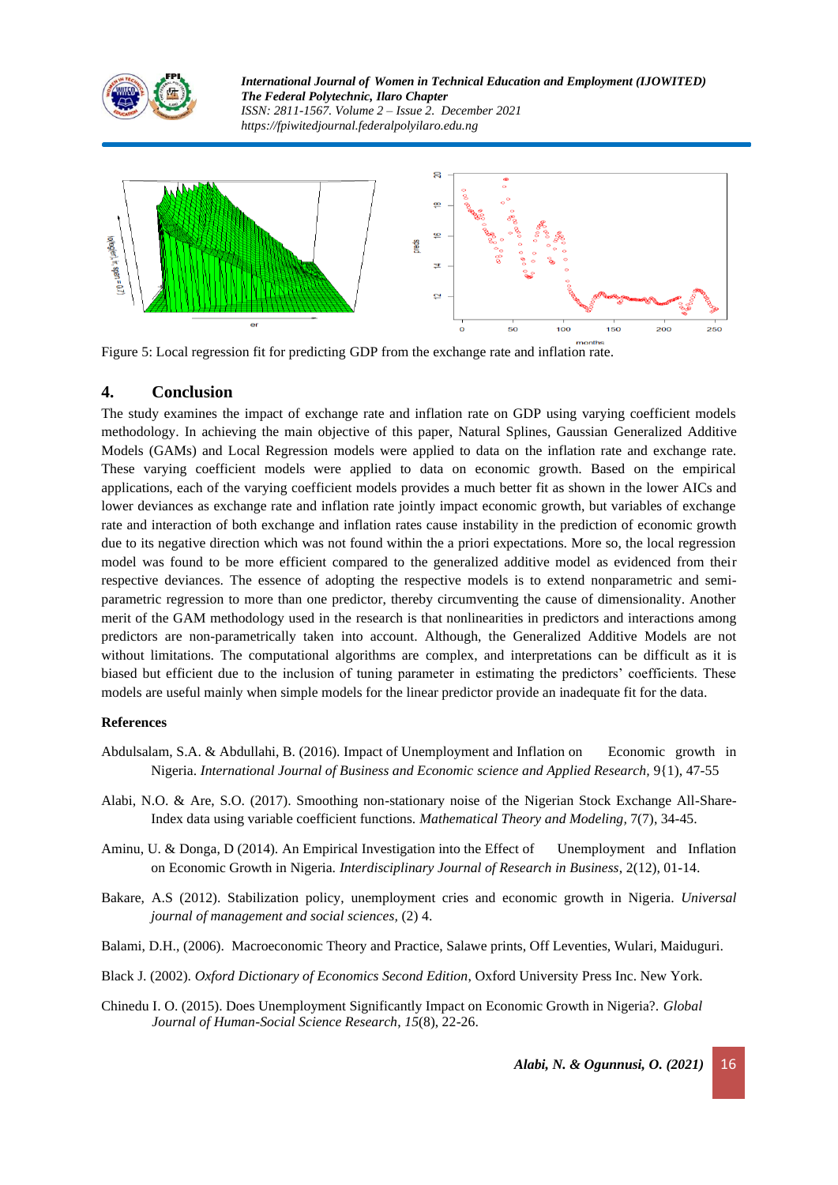Figure 5: Local regression fit for predicting GDP from the exchange rate and inflation rate.

## 4. Conclusion

The study examines the impact of exchange rate and inflation rate on GDP using varying coefficient models methodology. In achieving the main objective of this paper, Natural Splines, Gaussian Generalized Additive Models (GAMs) and Local Regression models were applied to data on the inflation rate and exchange rate. These varying coefficient models were applied to data on economic growth. Based on the empirical applications, each of the varying coefficient models provides a much better fit as shown in the lower AICs and lower deviances as exchange rate and inflation rate jointly impact economic growth, but variables of exchange rate and interaction of both exchange and inflation rates cause instability in the prediction of economic growth due to its negative direction which was not found within the a priori expectations. More so, the local regression model was found to be more efficient compared to the generalized additive model as evidenced from their respective deviances. The essence of adopting the respective models is to extend nonparametric and semi-parametric regression to more than one predictor, thereby circumventing the cause of dimensionality. Another merit of the GAM methodology used in the research is that nonlinearities in predictors and interactions among predictors are non-parametrically taken into account. Although, the Generalized Additive Models are not without limitations. The computational algorithms are complex, and interpretations can be difficult as it is biased but efficient due to the inclusion of tuning parameter in estimating the predictors' coefficients. These models are useful mainly when simple models for the linear predictor provide an inadequate fit for the data.

### References

Abdulsalam, S.A. & Abdullahi, B. (2016). Impact of Unemployment and Inflation on Economic growth in Nigeria. *International Journal of Business and Economic science and Applied Research,* 9{1), 47-55

Alabi, N.O. & Are, S.O. (2017). Smoothing non-stationary noise of the Nigerian Stock Exchange All-Share-Index data using variable coefficient functions. *Mathematical Theory and Modeling,* 7(7), 34-45.

Aminu, U. & Donga, D (2014). An Empirical Investigation into the Effect of Unemployment and Inflation on Economic Growth in Nigeria. *Interdisciplinary Journal of Research in Business,* 2(12), 01-14.

Bakare, A.S (2012). Stabilization policy, unemployment cries and economic growth in Nigeria. *Universal journal of management and social sciences,* (2) 4.

Balami, D.H., (2006). Macroeconomic Theory and Practice, Salawe prints, Off Leventies, Wulari, Maiduguri.

Black J. (2002). *Oxford Dictionary of Economics Second Edition*, Oxford University Press Inc. New York.

Chinedu I. O. (2015). Does Unemployment Significantly Impact on Economic Growth in Nigeria?. *Global Journal of Human-Social Science Research, 15*(8), 22-26.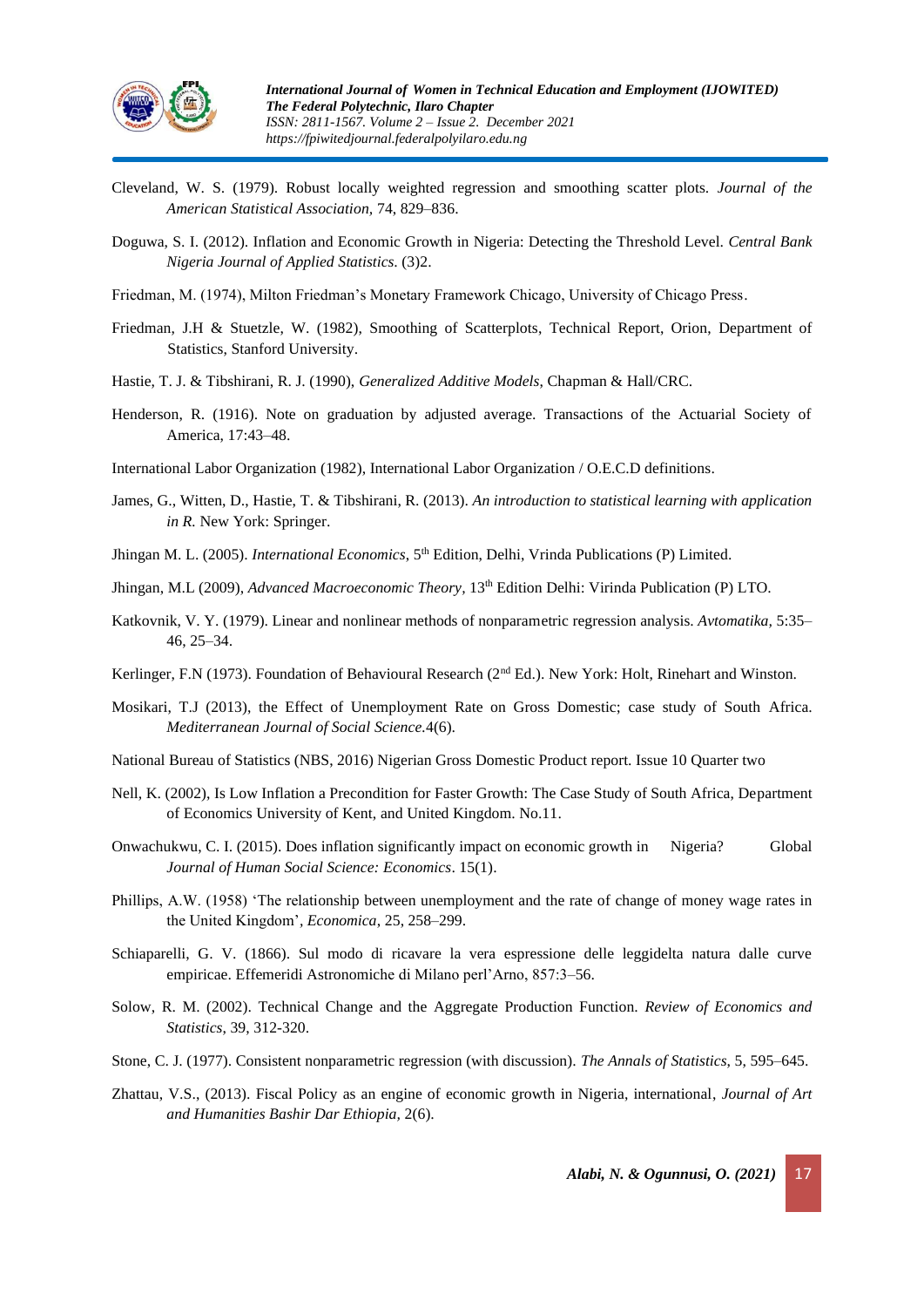Cleveland, W. S. (1979). Robust locally weighted regression and smoothing scatter plots. *Journal of the American Statistical Association,* 74, 829–836.

Doguwa, S. I. (2012). Inflation and Economic Growth in Nigeria: Detecting the Threshold Level. *Central Bank Nigeria Journal of Applied Statistics.* (3)2.

Friedman, M. (1974), Milton Friedman's Monetary Framework Chicago, University of Chicago Press.

Friedman, J.H & Stuetzle, W. (1982), Smoothing of Scatterplots, Technical Report, Orion, Department of Statistics, Stanford University.

Hastie, T. J. & Tibshirani, R. J. (1990), *Generalized Additive Models,* Chapman & Hall/CRC.

Henderson, R. (1916). Note on graduation by adjusted average. Transactions of the Actuarial Society of America, 17:43–48.

International Labor Organization (1982), International Labor Organization / O.E.C.D definitions.

James, G., Witten, D., Hastie, T. & Tibshirani, R. (2013). *An introduction to statistical learning with application in R.* New York: Springer.

Jhingan M. L. (2005). *International Economics*, 5th Edition, Delhi, Vrinda Publications (P) Limited.

Jhingan, M.L (2009), *Advanced Macroeconomic Theory*, 13th Edition Delhi: Virinda Publication (P) LTO.

Katkovnik, V. Y. (1979). Linear and nonlinear methods of nonparametric regression analysis. *Avtomatika,* 5:35–46, 25–34.

Kerlinger, F.N (1973). Foundation of Behavioural Research (2nd Ed.). New York: Holt, Rinehart and Winston.

Mosikari, T.J (2013), the Effect of Unemployment Rate on Gross Domestic; case study of South Africa. *Mediterranean Journal of Social Science.*4(6).

National Bureau of Statistics (NBS, 2016) Nigerian Gross Domestic Product report. Issue 10 Quarter two

Nell, K. (2002), Is Low Inflation a Precondition for Faster Growth: The Case Study of South Africa, Department of Economics University of Kent, and United Kingdom. No.11.

Onwachukwu, C. I. (2015). Does inflation significantly impact on economic growth in Nigeria? Global *Journal of Human Social Science: Economics*. 15(1).

Phillips, A.W. (1958) 'The relationship between unemployment and the rate of change of money wage rates in the United Kingdom', *Economica*, 25, 258–299.

Schiaparelli, G. V. (1866). Sul modo di ricavare la vera espressione delle leggidelta natura dalle curve empiricae. Effemeridi Astronomiche di Milano perl'Arno, 857:3–56.

Solow, R. M. (2002). Technical Change and the Aggregate Production Function. *Review of Economics and Statistics*, 39, 312-320.

Stone, C. J. (1977). Consistent nonparametric regression (with discussion). *The Annals of Statistics*, 5, 595–645.

Zhattau, V.S., (2013). Fiscal Policy as an engine of economic growth in Nigeria, international, *Journal of Art and Humanities Bashir Dar Ethiopia,* 2(6).